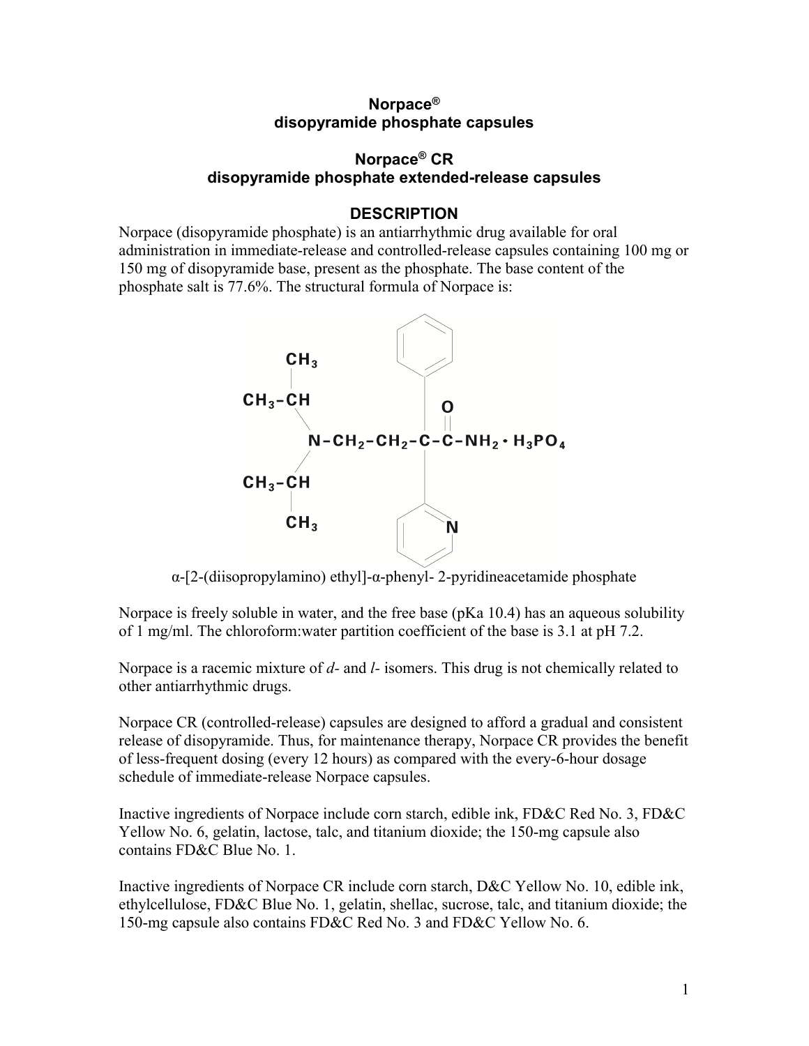**Norpace®**
**disopyramide phosphate capsules**

**Norpace® CR**
**disopyramide phosphate extended-release capsules**

## DESCRIPTION

Norpace (disopyramide phosphate) is an antiarrhythmic drug available for oral administration in immediate-release and controlled-release capsules containing 100 mg or 150 mg of disopyramide base, present as the phosphate. The base content of the phosphate salt is 77.6%. The structural formula of Norpace is:

α-[2-(diisopropylamino) ethyl]-α-phenyl- 2-pyridineacetamide phosphate

Norpace is freely soluble in water, and the free base (pKa 10.4) has an aqueous solubility of 1 mg/ml. The chloroform:water partition coefficient of the base is 3.1 at pH 7.2.

Norpace is a racemic mixture of *d*- and *l*- isomers. This drug is not chemically related to other antiarrhythmic drugs.

Norpace CR (controlled-release) capsules are designed to afford a gradual and consistent release of disopyramide. Thus, for maintenance therapy, Norpace CR provides the benefit of less-frequent dosing (every 12 hours) as compared with the every-6-hour dosage schedule of immediate-release Norpace capsules.

Inactive ingredients of Norpace include corn starch, edible ink, FD&C Red No. 3, FD&C Yellow No. 6, gelatin, lactose, talc, and titanium dioxide; the 150-mg capsule also contains FD&C Blue No. 1.

Inactive ingredients of Norpace CR include corn starch, D&C Yellow No. 10, edible ink, ethylcellulose, FD&C Blue No. 1, gelatin, shellac, sucrose, talc, and titanium dioxide; the 150-mg capsule also contains FD&C Red No. 3 and FD&C Yellow No. 6.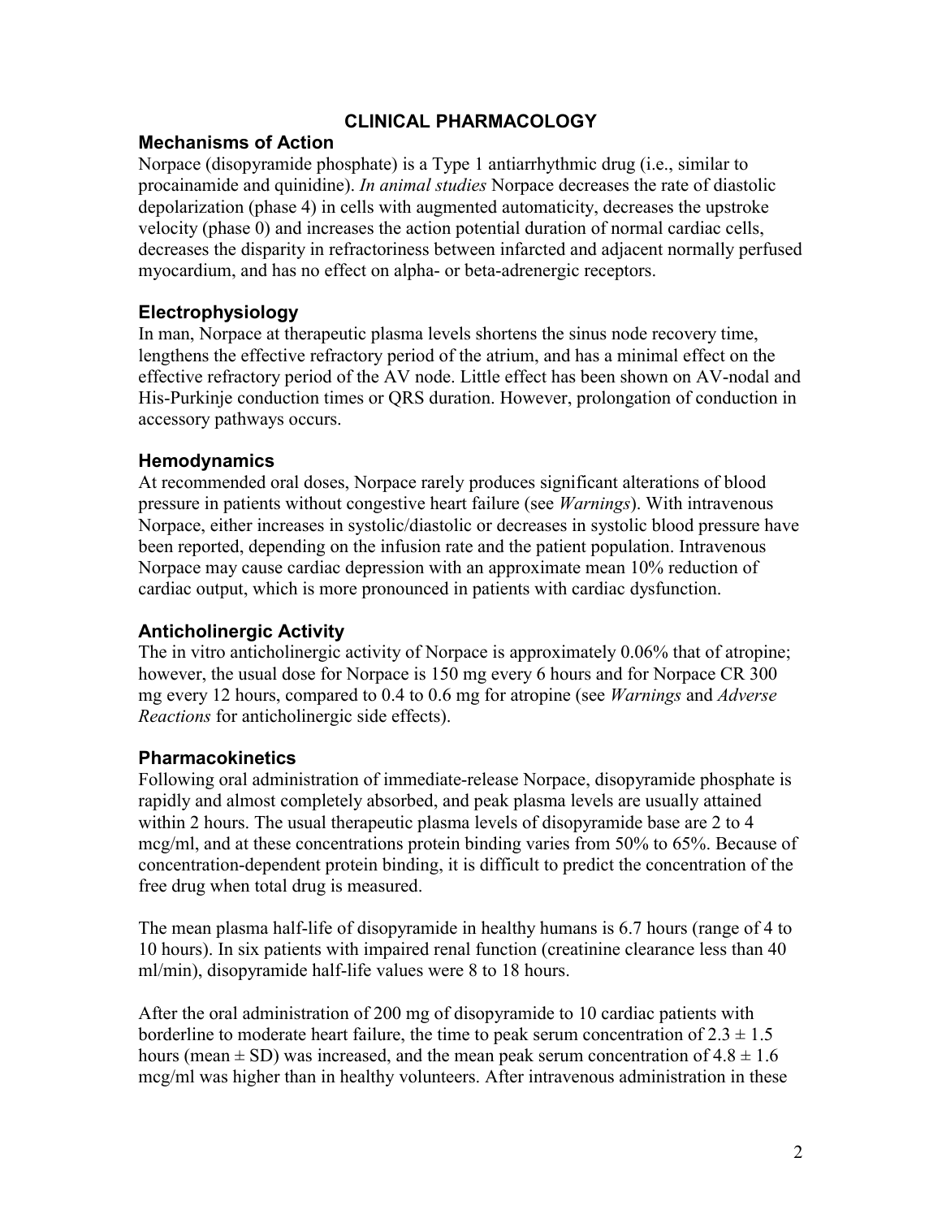## CLINICAL PHARMACOLOGY

### Mechanisms of Action

Norpace (disopyramide phosphate) is a Type 1 antiarrhythmic drug (i.e., similar to procainamide and quinidine). *In animal studies* Norpace decreases the rate of diastolic depolarization (phase 4) in cells with augmented automaticity, decreases the upstroke velocity (phase 0) and increases the action potential duration of normal cardiac cells, decreases the disparity in refractoriness between infarcted and adjacent normally perfused myocardium, and has no effect on alpha- or beta-adrenergic receptors.

### Electrophysiology

In man, Norpace at therapeutic plasma levels shortens the sinus node recovery time, lengthens the effective refractory period of the atrium, and has a minimal effect on the effective refractory period of the AV node. Little effect has been shown on AV-nodal and His-Purkinje conduction times or QRS duration. However, prolongation of conduction in accessory pathways occurs.

### Hemodynamics

At recommended oral doses, Norpace rarely produces significant alterations of blood pressure in patients without congestive heart failure (see *Warnings*). With intravenous Norpace, either increases in systolic/diastolic or decreases in systolic blood pressure have been reported, depending on the infusion rate and the patient population. Intravenous Norpace may cause cardiac depression with an approximate mean 10% reduction of cardiac output, which is more pronounced in patients with cardiac dysfunction.

### Anticholinergic Activity

The in vitro anticholinergic activity of Norpace is approximately 0.06% that of atropine; however, the usual dose for Norpace is 150 mg every 6 hours and for Norpace CR 300 mg every 12 hours, compared to 0.4 to 0.6 mg for atropine (see *Warnings* and *Adverse Reactions* for anticholinergic side effects).

### Pharmacokinetics

Following oral administration of immediate-release Norpace, disopyramide phosphate is rapidly and almost completely absorbed, and peak plasma levels are usually attained within 2 hours. The usual therapeutic plasma levels of disopyramide base are 2 to 4 mcg/ml, and at these concentrations protein binding varies from 50% to 65%. Because of concentration-dependent protein binding, it is difficult to predict the concentration of the free drug when total drug is measured.

The mean plasma half-life of disopyramide in healthy humans is 6.7 hours (range of 4 to 10 hours). In six patients with impaired renal function (creatinine clearance less than 40 ml/min), disopyramide half-life values were 8 to 18 hours.

After the oral administration of 200 mg of disopyramide to 10 cardiac patients with borderline to moderate heart failure, the time to peak serum concentration of $2.3 \pm 1.5$ hours (mean $\pm$ SD) was increased, and the mean peak serum concentration of $4.8 \pm 1.6$ mcg/ml was higher than in healthy volunteers. After intravenous administration in these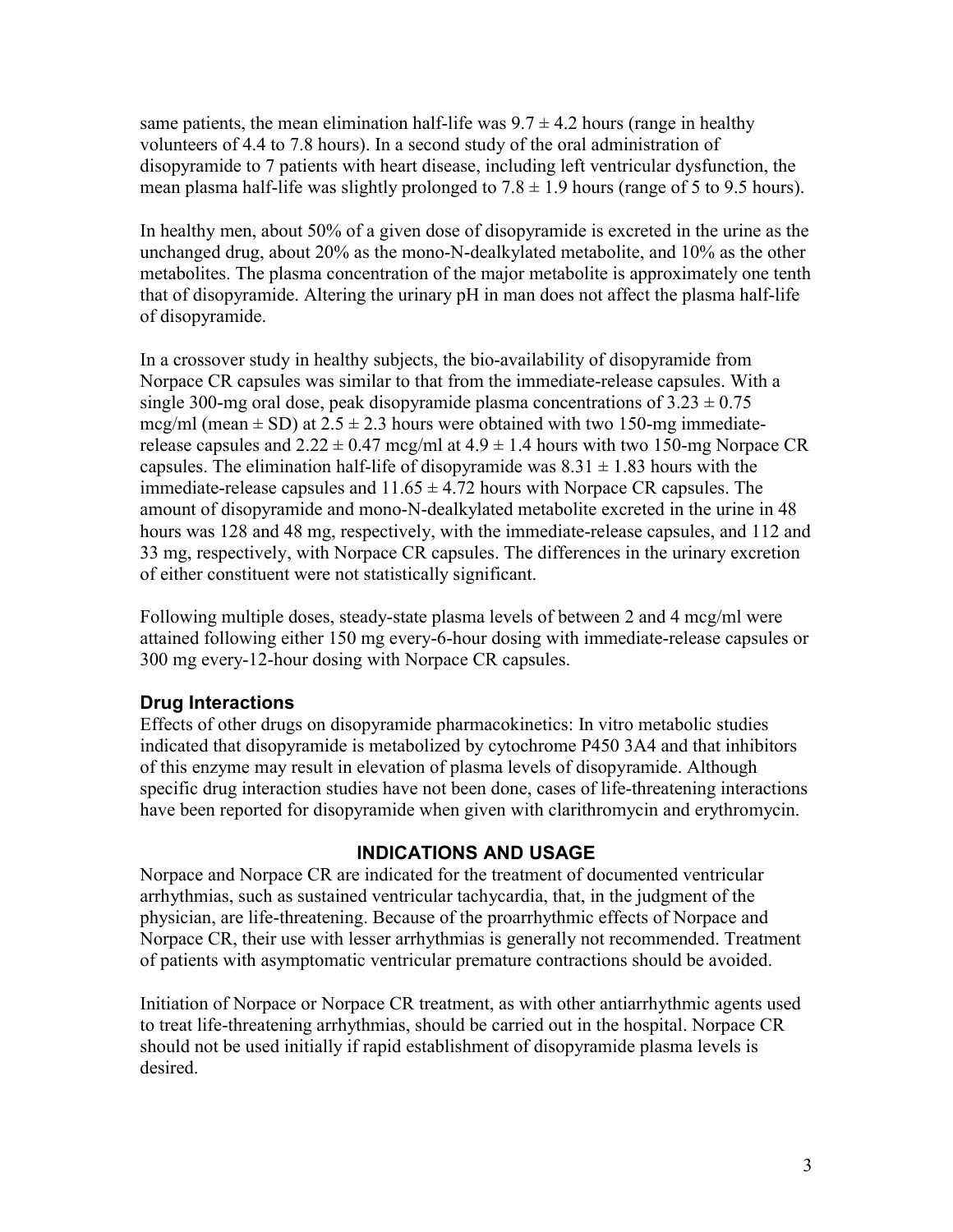same patients, the mean elimination half-life was 9.7 ± 4.2 hours (range in healthy volunteers of 4.4 to 7.8 hours). In a second study of the oral administration of disopyramide to 7 patients with heart disease, including left ventricular dysfunction, the mean plasma half-life was slightly prolonged to 7.8 ± 1.9 hours (range of 5 to 9.5 hours).

In healthy men, about 50% of a given dose of disopyramide is excreted in the urine as the unchanged drug, about 20% as the mono-N-dealkylated metabolite, and 10% as the other metabolites. The plasma concentration of the major metabolite is approximately one tenth that of disopyramide. Altering the urinary pH in man does not affect the plasma half-life of disopyramide.

In a crossover study in healthy subjects, the bio-availability of disopyramide from Norpace CR capsules was similar to that from the immediate-release capsules. With a single 300-mg oral dose, peak disopyramide plasma concentrations of 3.23 ± 0.75 mcg/ml (mean ± SD) at 2.5 ± 2.3 hours were obtained with two 150-mg immediate-release capsules and 2.22 ± 0.47 mcg/ml at 4.9 ± 1.4 hours with two 150-mg Norpace CR capsules. The elimination half-life of disopyramide was 8.31 ± 1.83 hours with the immediate-release capsules and 11.65 ± 4.72 hours with Norpace CR capsules. The amount of disopyramide and mono-N-dealkylated metabolite excreted in the urine in 48 hours was 128 and 48 mg, respectively, with the immediate-release capsules, and 112 and 33 mg, respectively, with Norpace CR capsules. The differences in the urinary excretion of either constituent were not statistically significant.

Following multiple doses, steady-state plasma levels of between 2 and 4 mcg/ml were attained following either 150 mg every-6-hour dosing with immediate-release capsules or 300 mg every-12-hour dosing with Norpace CR capsules.

### Drug Interactions

Effects of other drugs on disopyramide pharmacokinetics: In vitro metabolic studies indicated that disopyramide is metabolized by cytochrome P450 3A4 and that inhibitors of this enzyme may result in elevation of plasma levels of disopyramide. Although specific drug interaction studies have not been done, cases of life-threatening interactions have been reported for disopyramide when given with clarithromycin and erythromycin.

## INDICATIONS AND USAGE

Norpace and Norpace CR are indicated for the treatment of documented ventricular arrhythmias, such as sustained ventricular tachycardia, that, in the judgment of the physician, are life-threatening. Because of the proarrhythmic effects of Norpace and Norpace CR, their use with lesser arrhythmias is generally not recommended. Treatment of patients with asymptomatic ventricular premature contractions should be avoided.

Initiation of Norpace or Norpace CR treatment, as with other antiarrhythmic agents used to treat life-threatening arrhythmias, should be carried out in the hospital. Norpace CR should not be used initially if rapid establishment of disopyramide plasma levels is desired.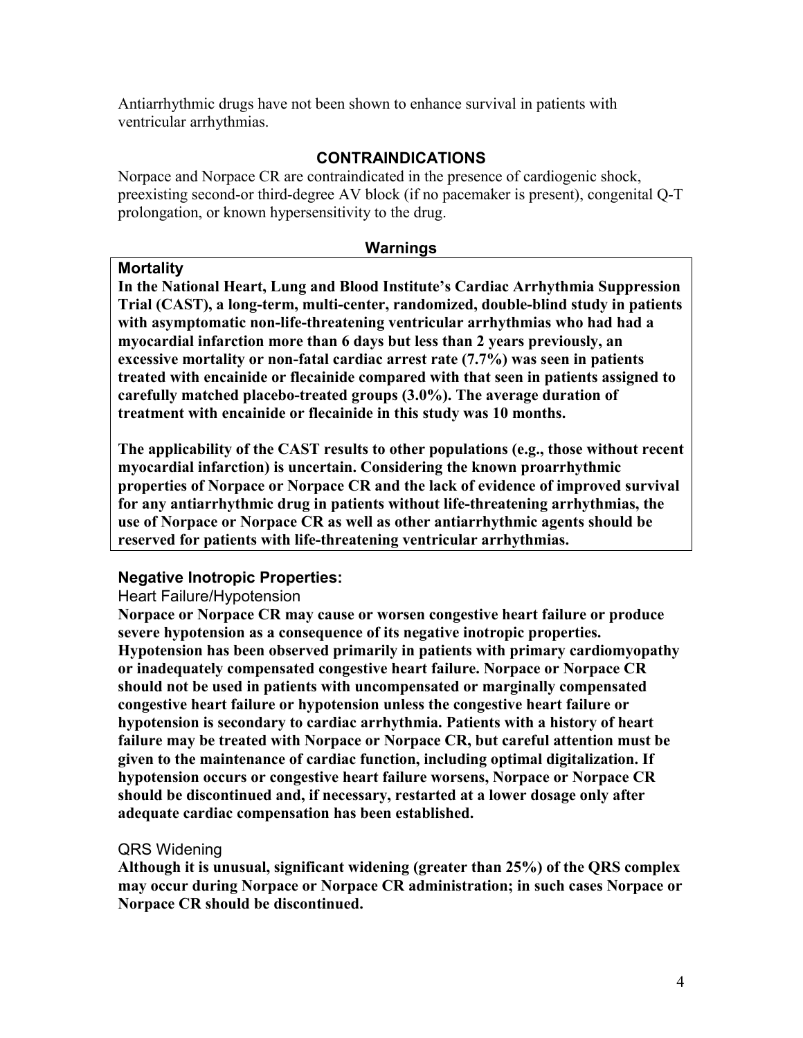Antiarrhythmic drugs have not been shown to enhance survival in patients with ventricular arrhythmias.

## CONTRAINDICATIONS

Norpace and Norpace CR are contraindicated in the presence of cardiogenic shock, preexisting second-or third-degree AV block (if no pacemaker is present), congenital Q-T prolongation, or known hypersensitivity to the drug.

## Warnings

### Mortality

**In the National Heart, Lung and Blood Institute's Cardiac Arrhythmia Suppression Trial (CAST), a long-term, multi-center, randomized, double-blind study in patients with asymptomatic non-life-threatening ventricular arrhythmias who had had a myocardial infarction more than 6 days but less than 2 years previously, an excessive mortality or non-fatal cardiac arrest rate (7.7%) was seen in patients treated with encainide or flecainide compared with that seen in patients assigned to carefully matched placebo-treated groups (3.0%). The average duration of treatment with encainide or flecainide in this study was 10 months.**

**The applicability of the CAST results to other populations (e.g., those without recent myocardial infarction) is uncertain. Considering the known proarrhythmic properties of Norpace or Norpace CR and the lack of evidence of improved survival for any antiarrhythmic drug in patients without life-threatening arrhythmias, the use of Norpace or Norpace CR as well as other antiarrhythmic agents should be reserved for patients with life-threatening ventricular arrhythmias.**

### Negative Inotropic Properties:

Heart Failure/Hypotension

**Norpace or Norpace CR may cause or worsen congestive heart failure or produce severe hypotension as a consequence of its negative inotropic properties. Hypotension has been observed primarily in patients with primary cardiomyopathy or inadequately compensated congestive heart failure. Norpace or Norpace CR should not be used in patients with uncompensated or marginally compensated congestive heart failure or hypotension unless the congestive heart failure or hypotension is secondary to cardiac arrhythmia. Patients with a history of heart failure may be treated with Norpace or Norpace CR, but careful attention must be given to the maintenance of cardiac function, including optimal digitalization. If hypotension occurs or congestive heart failure worsens, Norpace or Norpace CR should be discontinued and, if necessary, restarted at a lower dosage only after adequate cardiac compensation has been established.**

QRS Widening

**Although it is unusual, significant widening (greater than 25%) of the QRS complex may occur during Norpace or Norpace CR administration; in such cases Norpace or Norpace CR should be discontinued.**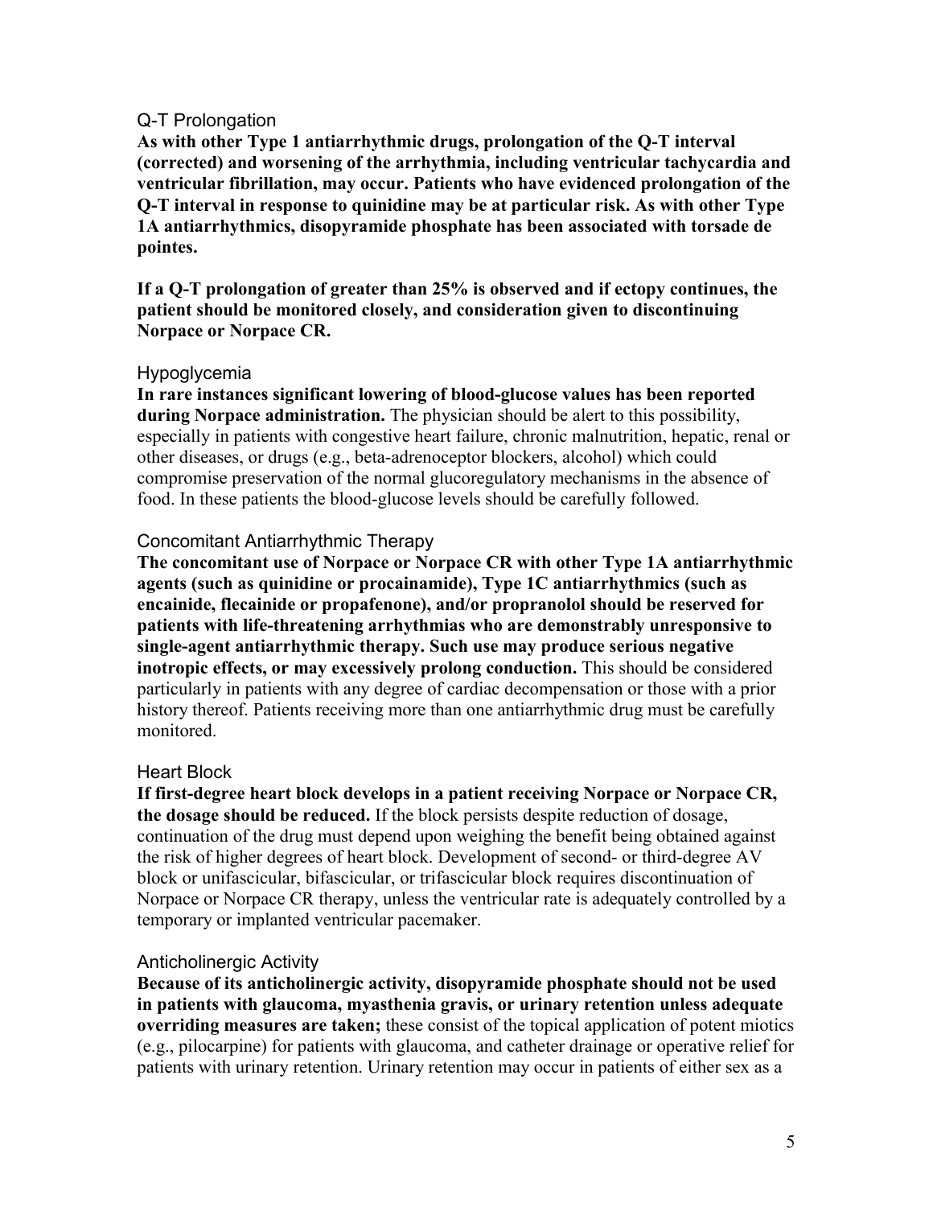### Q-T Prolongation

**As with other Type 1 antiarrhythmic drugs, prolongation of the Q-T interval (corrected) and worsening of the arrhythmia, including ventricular tachycardia and ventricular fibrillation, may occur. Patients who have evidenced prolongation of the Q-T interval in response to quinidine may be at particular risk. As with other Type 1A antiarrhythmics, disopyramide phosphate has been associated with torsade de pointes.**

**If a Q-T prolongation of greater than 25% is observed and if ectopy continues, the patient should be monitored closely, and consideration given to discontinuing Norpace or Norpace CR.**

### Hypoglycemia

**In rare instances significant lowering of blood-glucose values has been reported during Norpace administration.** The physician should be alert to this possibility, especially in patients with congestive heart failure, chronic malnutrition, hepatic, renal or other diseases, or drugs (e.g., beta-adrenoceptor blockers, alcohol) which could compromise preservation of the normal glucoregulatory mechanisms in the absence of food. In these patients the blood-glucose levels should be carefully followed.

### Concomitant Antiarrhythmic Therapy

**The concomitant use of Norpace or Norpace CR with other Type 1A antiarrhythmic agents (such as quinidine or procainamide), Type 1C antiarrhythmics (such as encainide, flecainide or propafenone), and/or propranolol should be reserved for patients with life-threatening arrhythmias who are demonstrably unresponsive to single-agent antiarrhythmic therapy. Such use may produce serious negative inotropic effects, or may excessively prolong conduction.** This should be considered particularly in patients with any degree of cardiac decompensation or those with a prior history thereof. Patients receiving more than one antiarrhythmic drug must be carefully monitored.

### Heart Block

**If first-degree heart block develops in a patient receiving Norpace or Norpace CR, the dosage should be reduced.** If the block persists despite reduction of dosage, continuation of the drug must depend upon weighing the benefit being obtained against the risk of higher degrees of heart block. Development of second- or third-degree AV block or unifascicular, bifascicular, or trifascicular block requires discontinuation of Norpace or Norpace CR therapy, unless the ventricular rate is adequately controlled by a temporary or implanted ventricular pacemaker.

### Anticholinergic Activity

**Because of its anticholinergic activity, disopyramide phosphate should not be used in patients with glaucoma, myasthenia gravis, or urinary retention unless adequate overriding measures are taken;** these consist of the topical application of potent miotics (e.g., pilocarpine) for patients with glaucoma, and catheter drainage or operative relief for patients with urinary retention. Urinary retention may occur in patients of either sex as a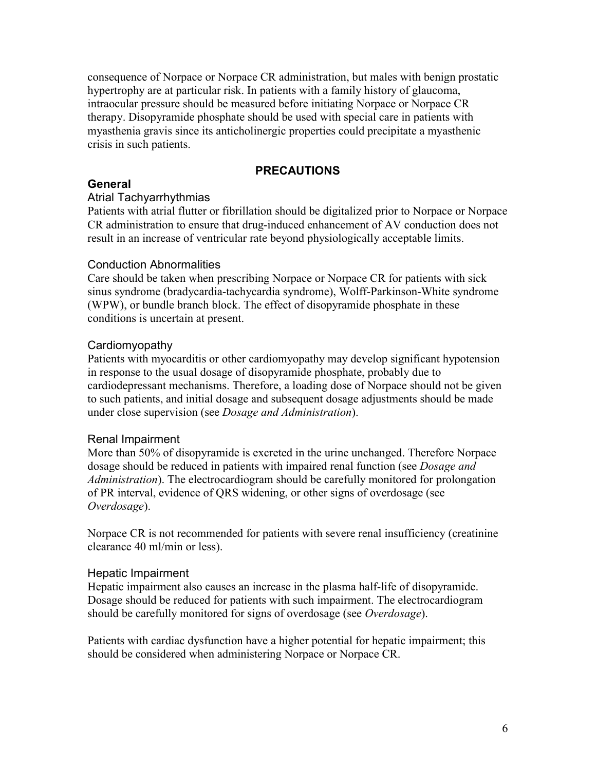consequence of Norpace or Norpace CR administration, but males with benign prostatic hypertrophy are at particular risk. In patients with a family history of glaucoma, intraocular pressure should be measured before initiating Norpace or Norpace CR therapy. Disopyramide phosphate should be used with special care in patients with myasthenia gravis since its anticholinergic properties could precipitate a myasthenic crisis in such patients.

## PRECAUTIONS

### General

#### Atrial Tachyarrhythmias

Patients with atrial flutter or fibrillation should be digitalized prior to Norpace or Norpace CR administration to ensure that drug-induced enhancement of AV conduction does not result in an increase of ventricular rate beyond physiologically acceptable limits.

#### Conduction Abnormalities

Care should be taken when prescribing Norpace or Norpace CR for patients with sick sinus syndrome (bradycardia-tachycardia syndrome), Wolff-Parkinson-White syndrome (WPW), or bundle branch block. The effect of disopyramide phosphate in these conditions is uncertain at present.

#### Cardiomyopathy

Patients with myocarditis or other cardiomyopathy may develop significant hypotension in response to the usual dosage of disopyramide phosphate, probably due to cardiodepressant mechanisms. Therefore, a loading dose of Norpace should not be given to such patients, and initial dosage and subsequent dosage adjustments should be made under close supervision (see *Dosage and Administration*).

#### Renal Impairment

More than 50% of disopyramide is excreted in the urine unchanged. Therefore Norpace dosage should be reduced in patients with impaired renal function (see *Dosage and Administration*). The electrocardiogram should be carefully monitored for prolongation of PR interval, evidence of QRS widening, or other signs of overdosage (see *Overdosage*).

Norpace CR is not recommended for patients with severe renal insufficiency (creatinine clearance 40 ml/min or less).

#### Hepatic Impairment

Hepatic impairment also causes an increase in the plasma half-life of disopyramide. Dosage should be reduced for patients with such impairment. The electrocardiogram should be carefully monitored for signs of overdosage (see *Overdosage*).

Patients with cardiac dysfunction have a higher potential for hepatic impairment; this should be considered when administering Norpace or Norpace CR.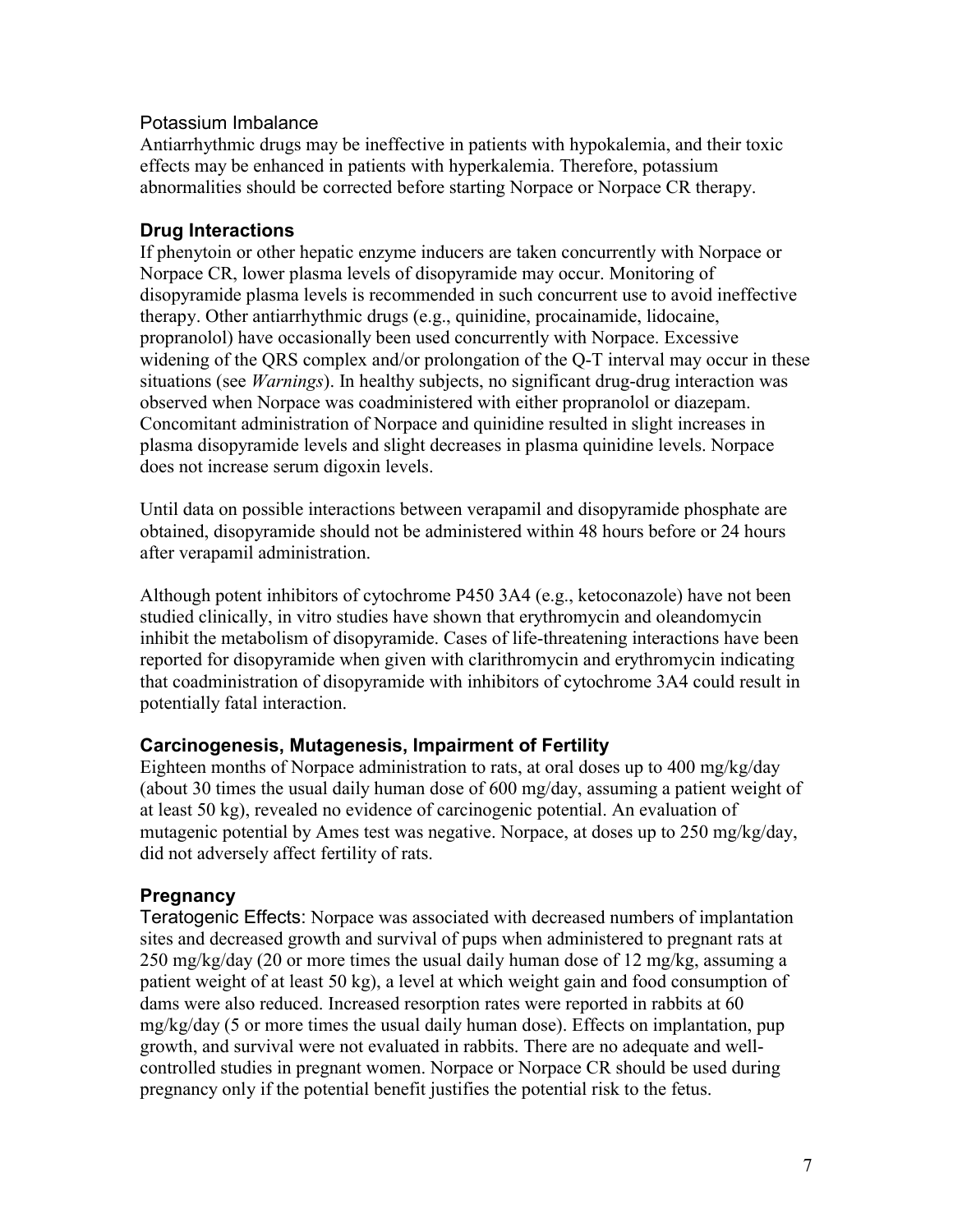Potassium Imbalance

Antiarrhythmic drugs may be ineffective in patients with hypokalemia, and their toxic effects may be enhanced in patients with hyperkalemia. Therefore, potassium abnormalities should be corrected before starting Norpace or Norpace CR therapy.

### Drug Interactions

If phenytoin or other hepatic enzyme inducers are taken concurrently with Norpace or Norpace CR, lower plasma levels of disopyramide may occur. Monitoring of disopyramide plasma levels is recommended in such concurrent use to avoid ineffective therapy. Other antiarrhythmic drugs (e.g., quinidine, procainamide, lidocaine, propranolol) have occasionally been used concurrently with Norpace. Excessive widening of the QRS complex and/or prolongation of the Q-T interval may occur in these situations (see *Warnings*). In healthy subjects, no significant drug-drug interaction was observed when Norpace was coadministered with either propranolol or diazepam. Concomitant administration of Norpace and quinidine resulted in slight increases in plasma disopyramide levels and slight decreases in plasma quinidine levels. Norpace does not increase serum digoxin levels.

Until data on possible interactions between verapamil and disopyramide phosphate are obtained, disopyramide should not be administered within 48 hours before or 24 hours after verapamil administration.

Although potent inhibitors of cytochrome P450 3A4 (e.g., ketoconazole) have not been studied clinically, in vitro studies have shown that erythromycin and oleandomycin inhibit the metabolism of disopyramide. Cases of life-threatening interactions have been reported for disopyramide when given with clarithromycin and erythromycin indicating that coadministration of disopyramide with inhibitors of cytochrome 3A4 could result in potentially fatal interaction.

### Carcinogenesis, Mutagenesis, Impairment of Fertility

Eighteen months of Norpace administration to rats, at oral doses up to 400 mg/kg/day (about 30 times the usual daily human dose of 600 mg/day, assuming a patient weight of at least 50 kg), revealed no evidence of carcinogenic potential. An evaluation of mutagenic potential by Ames test was negative. Norpace, at doses up to 250 mg/kg/day, did not adversely affect fertility of rats.

### Pregnancy

Teratogenic Effects: Norpace was associated with decreased numbers of implantation sites and decreased growth and survival of pups when administered to pregnant rats at 250 mg/kg/day (20 or more times the usual daily human dose of 12 mg/kg, assuming a patient weight of at least 50 kg), a level at which weight gain and food consumption of dams were also reduced. Increased resorption rates were reported in rabbits at 60 mg/kg/day (5 or more times the usual daily human dose). Effects on implantation, pup growth, and survival were not evaluated in rabbits. There are no adequate and well-controlled studies in pregnant women. Norpace or Norpace CR should be used during pregnancy only if the potential benefit justifies the potential risk to the fetus.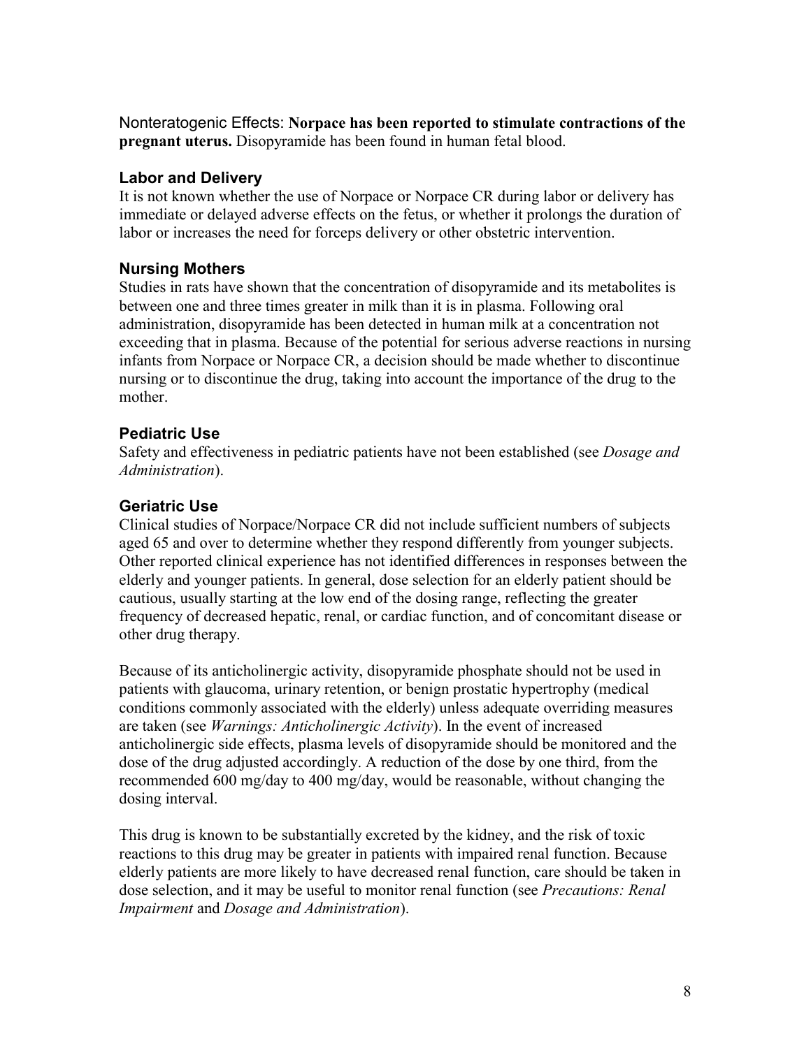Nonteratogenic Effects: **Norpace has been reported to stimulate contractions of the pregnant uterus.** Disopyramide has been found in human fetal blood.

### Labor and Delivery

It is not known whether the use of Norpace or Norpace CR during labor or delivery has immediate or delayed adverse effects on the fetus, or whether it prolongs the duration of labor or increases the need for forceps delivery or other obstetric intervention.

### Nursing Mothers

Studies in rats have shown that the concentration of disopyramide and its metabolites is between one and three times greater in milk than it is in plasma. Following oral administration, disopyramide has been detected in human milk at a concentration not exceeding that in plasma. Because of the potential for serious adverse reactions in nursing infants from Norpace or Norpace CR, a decision should be made whether to discontinue nursing or to discontinue the drug, taking into account the importance of the drug to the mother.

### Pediatric Use

Safety and effectiveness in pediatric patients have not been established (see *Dosage and Administration*).

### Geriatric Use

Clinical studies of Norpace/Norpace CR did not include sufficient numbers of subjects aged 65 and over to determine whether they respond differently from younger subjects. Other reported clinical experience has not identified differences in responses between the elderly and younger patients. In general, dose selection for an elderly patient should be cautious, usually starting at the low end of the dosing range, reflecting the greater frequency of decreased hepatic, renal, or cardiac function, and of concomitant disease or other drug therapy.

Because of its anticholinergic activity, disopyramide phosphate should not be used in patients with glaucoma, urinary retention, or benign prostatic hypertrophy (medical conditions commonly associated with the elderly) unless adequate overriding measures are taken (see *Warnings: Anticholinergic Activity*). In the event of increased anticholinergic side effects, plasma levels of disopyramide should be monitored and the dose of the drug adjusted accordingly. A reduction of the dose by one third, from the recommended 600 mg/day to 400 mg/day, would be reasonable, without changing the dosing interval.

This drug is known to be substantially excreted by the kidney, and the risk of toxic reactions to this drug may be greater in patients with impaired renal function. Because elderly patients are more likely to have decreased renal function, care should be taken in dose selection, and it may be useful to monitor renal function (see *Precautions: Renal Impairment* and *Dosage and Administration*).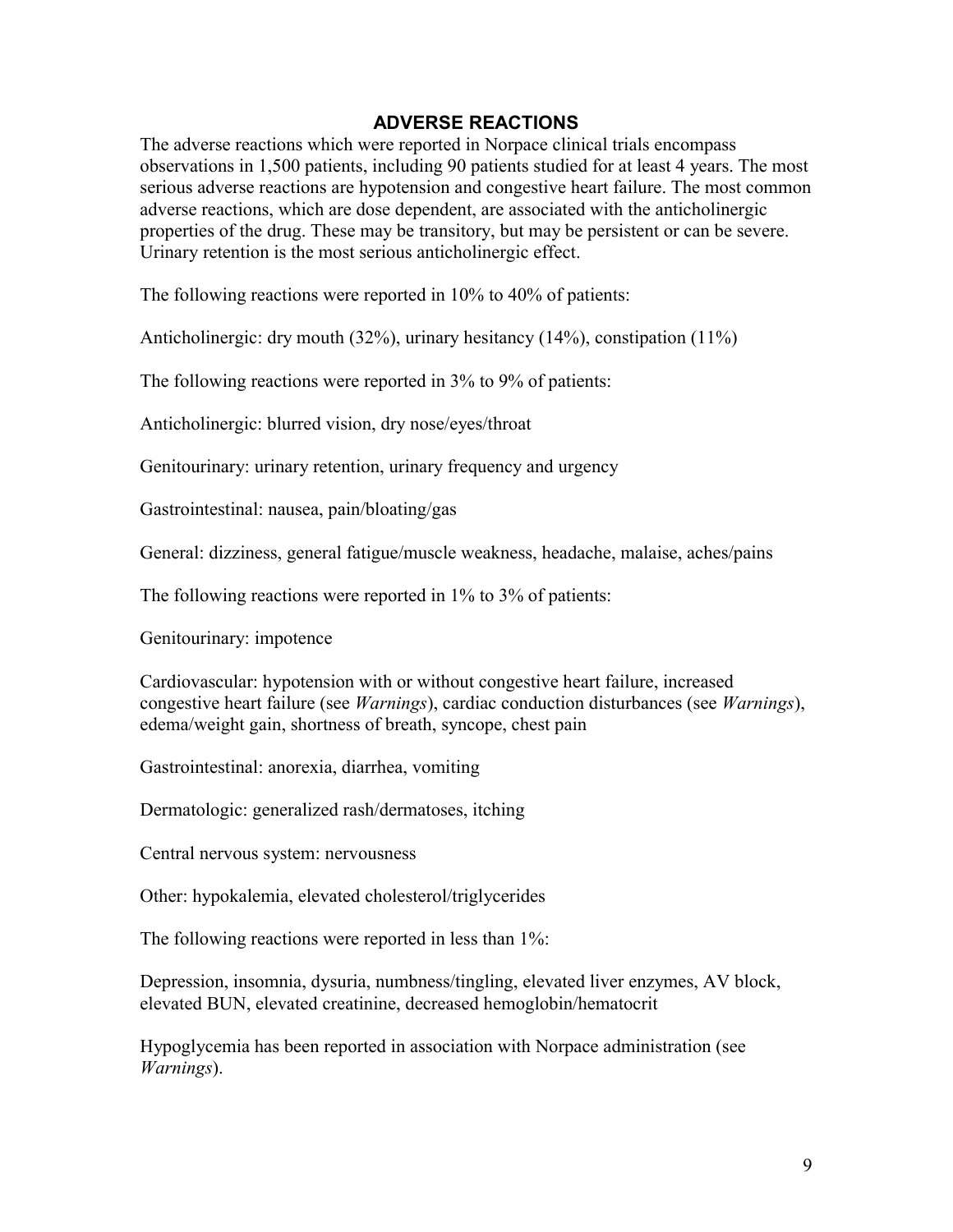## ADVERSE REACTIONS

The adverse reactions which were reported in Norpace clinical trials encompass observations in 1,500 patients, including 90 patients studied for at least 4 years. The most serious adverse reactions are hypotension and congestive heart failure. The most common adverse reactions, which are dose dependent, are associated with the anticholinergic properties of the drug. These may be transitory, but may be persistent or can be severe. Urinary retention is the most serious anticholinergic effect.

The following reactions were reported in 10% to 40% of patients:

Anticholinergic: dry mouth (32%), urinary hesitancy (14%), constipation (11%)

The following reactions were reported in 3% to 9% of patients:

Anticholinergic: blurred vision, dry nose/eyes/throat

Genitourinary: urinary retention, urinary frequency and urgency

Gastrointestinal: nausea, pain/bloating/gas

General: dizziness, general fatigue/muscle weakness, headache, malaise, aches/pains

The following reactions were reported in 1% to 3% of patients:

Genitourinary: impotence

Cardiovascular: hypotension with or without congestive heart failure, increased congestive heart failure (see *Warnings*), cardiac conduction disturbances (see *Warnings*), edema/weight gain, shortness of breath, syncope, chest pain

Gastrointestinal: anorexia, diarrhea, vomiting

Dermatologic: generalized rash/dermatoses, itching

Central nervous system: nervousness

Other: hypokalemia, elevated cholesterol/triglycerides

The following reactions were reported in less than 1%:

Depression, insomnia, dysuria, numbness/tingling, elevated liver enzymes, AV block, elevated BUN, elevated creatinine, decreased hemoglobin/hematocrit

Hypoglycemia has been reported in association with Norpace administration (see *Warnings*).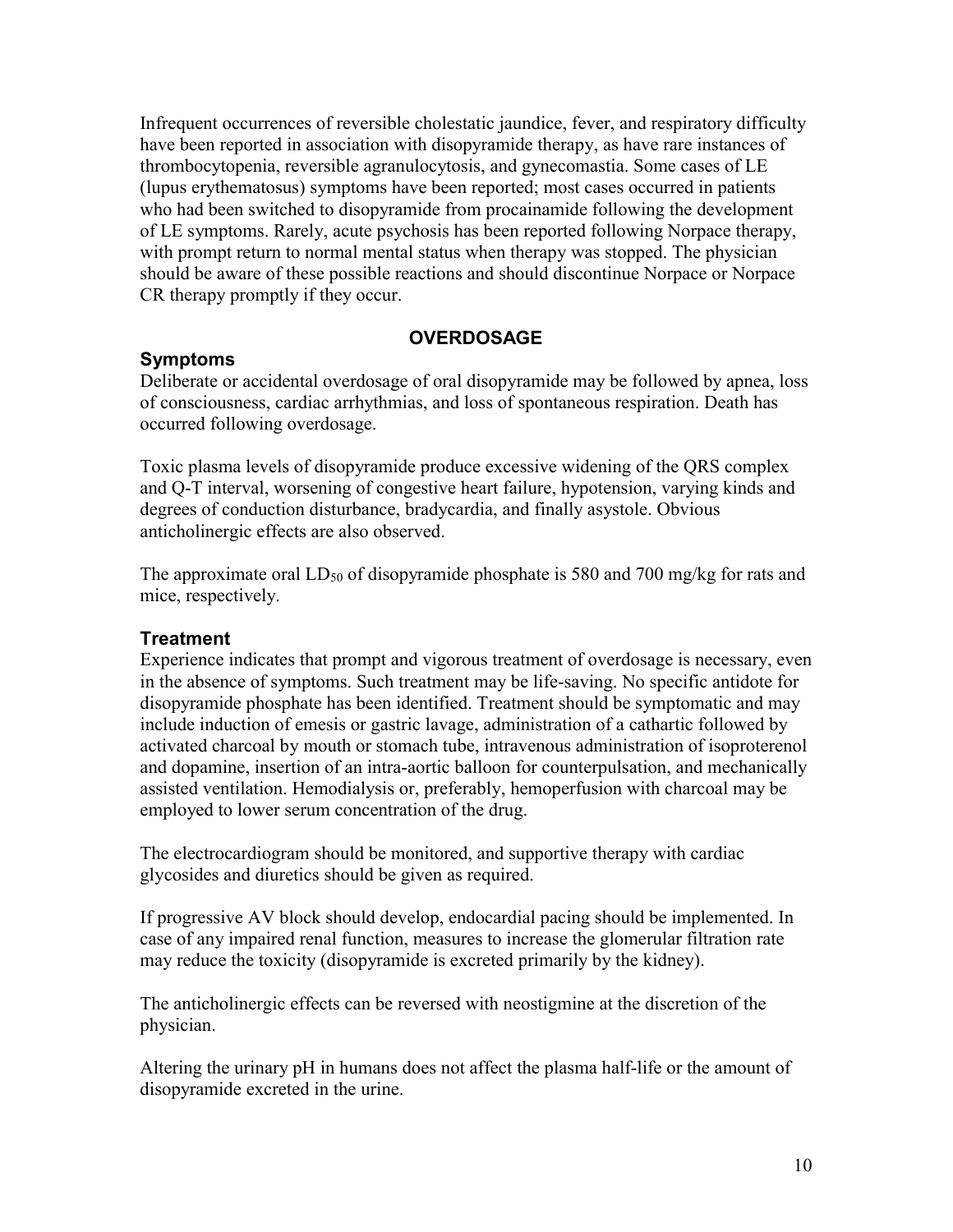Infrequent occurrences of reversible cholestatic jaundice, fever, and respiratory difficulty have been reported in association with disopyramide therapy, as have rare instances of thrombocytopenia, reversible agranulocytosis, and gynecomastia. Some cases of LE (lupus erythematosus) symptoms have been reported; most cases occurred in patients who had been switched to disopyramide from procainamide following the development of LE symptoms. Rarely, acute psychosis has been reported following Norpace therapy, with prompt return to normal mental status when therapy was stopped. The physician should be aware of these possible reactions and should discontinue Norpace or Norpace CR therapy promptly if they occur.

## OVERDOSAGE

### Symptoms

Deliberate or accidental overdosage of oral disopyramide may be followed by apnea, loss of consciousness, cardiac arrhythmias, and loss of spontaneous respiration. Death has occurred following overdosage.

Toxic plasma levels of disopyramide produce excessive widening of the QRS complex and Q-T interval, worsening of congestive heart failure, hypotension, varying kinds and degrees of conduction disturbance, bradycardia, and finally asystole. Obvious anticholinergic effects are also observed.

The approximate oral $LD_{50}$ of disopyramide phosphate is 580 and 700 mg/kg for rats and mice, respectively.

### Treatment

Experience indicates that prompt and vigorous treatment of overdosage is necessary, even in the absence of symptoms. Such treatment may be life-saving. No specific antidote for disopyramide phosphate has been identified. Treatment should be symptomatic and may include induction of emesis or gastric lavage, administration of a cathartic followed by activated charcoal by mouth or stomach tube, intravenous administration of isoproterenol and dopamine, insertion of an intra-aortic balloon for counterpulsation, and mechanically assisted ventilation. Hemodialysis or, preferably, hemoperfusion with charcoal may be employed to lower serum concentration of the drug.

The electrocardiogram should be monitored, and supportive therapy with cardiac glycosides and diuretics should be given as required.

If progressive AV block should develop, endocardial pacing should be implemented. In case of any impaired renal function, measures to increase the glomerular filtration rate may reduce the toxicity (disopyramide is excreted primarily by the kidney).

The anticholinergic effects can be reversed with neostigmine at the discretion of the physician.

Altering the urinary pH in humans does not affect the plasma half-life or the amount of disopyramide excreted in the urine.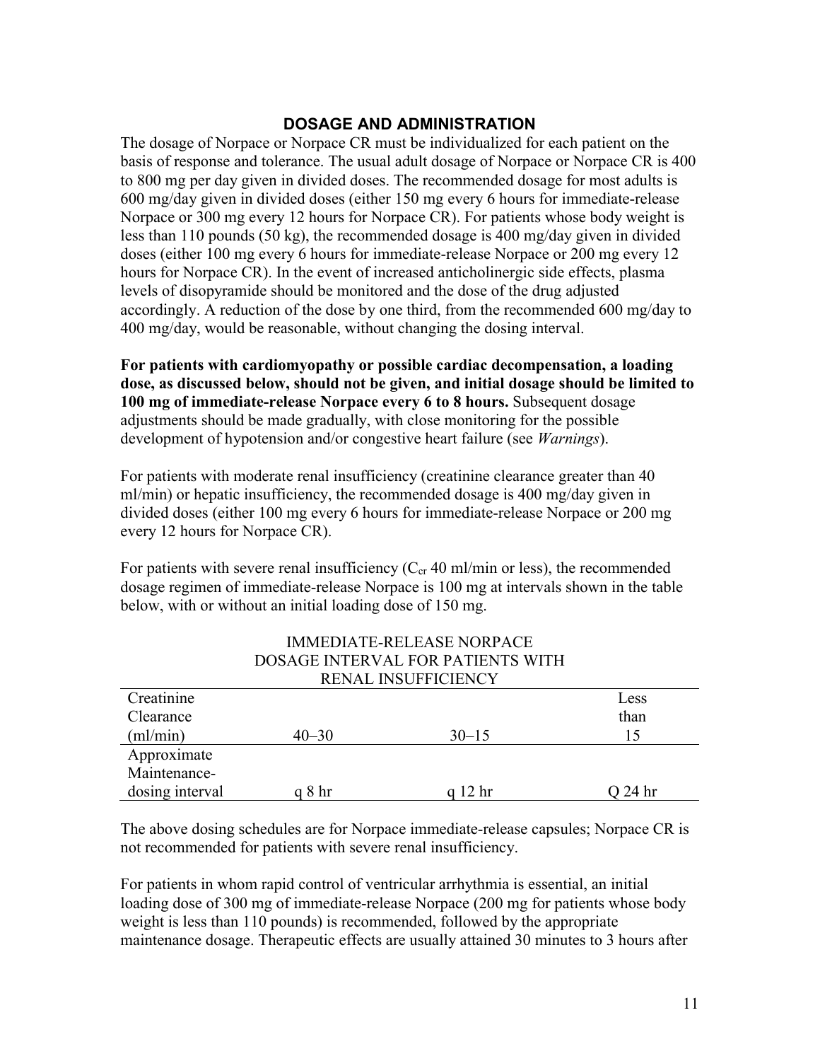## DOSAGE AND ADMINISTRATION

The dosage of Norpace or Norpace CR must be individualized for each patient on the basis of response and tolerance. The usual adult dosage of Norpace or Norpace CR is 400 to 800 mg per day given in divided doses. The recommended dosage for most adults is 600 mg/day given in divided doses (either 150 mg every 6 hours for immediate-release Norpace or 300 mg every 12 hours for Norpace CR). For patients whose body weight is less than 110 pounds (50 kg), the recommended dosage is 400 mg/day given in divided doses (either 100 mg every 6 hours for immediate-release Norpace or 200 mg every 12 hours for Norpace CR). In the event of increased anticholinergic side effects, plasma levels of disopyramide should be monitored and the dose of the drug adjusted accordingly. A reduction of the dose by one third, from the recommended 600 mg/day to 400 mg/day, would be reasonable, without changing the dosing interval.

**For patients with cardiomyopathy or possible cardiac decompensation, a loading dose, as discussed below, should not be given, and initial dosage should be limited to 100 mg of immediate-release Norpace every 6 to 8 hours.** Subsequent dosage adjustments should be made gradually, with close monitoring for the possible development of hypotension and/or congestive heart failure (see *Warnings*).

For patients with moderate renal insufficiency (creatinine clearance greater than 40 ml/min) or hepatic insufficiency, the recommended dosage is 400 mg/day given in divided doses (either 100 mg every 6 hours for immediate-release Norpace or 200 mg every 12 hours for Norpace CR).

For patients with severe renal insufficiency ($C_{cr}$ 40 ml/min or less), the recommended dosage regimen of immediate-release Norpace is 100 mg at intervals shown in the table below, with or without an initial loading dose of 150 mg.

IMMEDIATE-RELEASE NORPACE
DOSAGE INTERVAL FOR PATIENTS WITH
RENAL INSUFFICIENCY

| Creatinine Clearance (ml/min) | 40–30 | 30–15 | Less than 15 |
|---|---|---|---|
| Approximate Maintenance-dosing interval | q 8 hr | q 12 hr | Q 24 hr |

The above dosing schedules are for Norpace immediate-release capsules; Norpace CR is not recommended for patients with severe renal insufficiency.

For patients in whom rapid control of ventricular arrhythmia is essential, an initial loading dose of 300 mg of immediate-release Norpace (200 mg for patients whose body weight is less than 110 pounds) is recommended, followed by the appropriate maintenance dosage. Therapeutic effects are usually attained 30 minutes to 3 hours after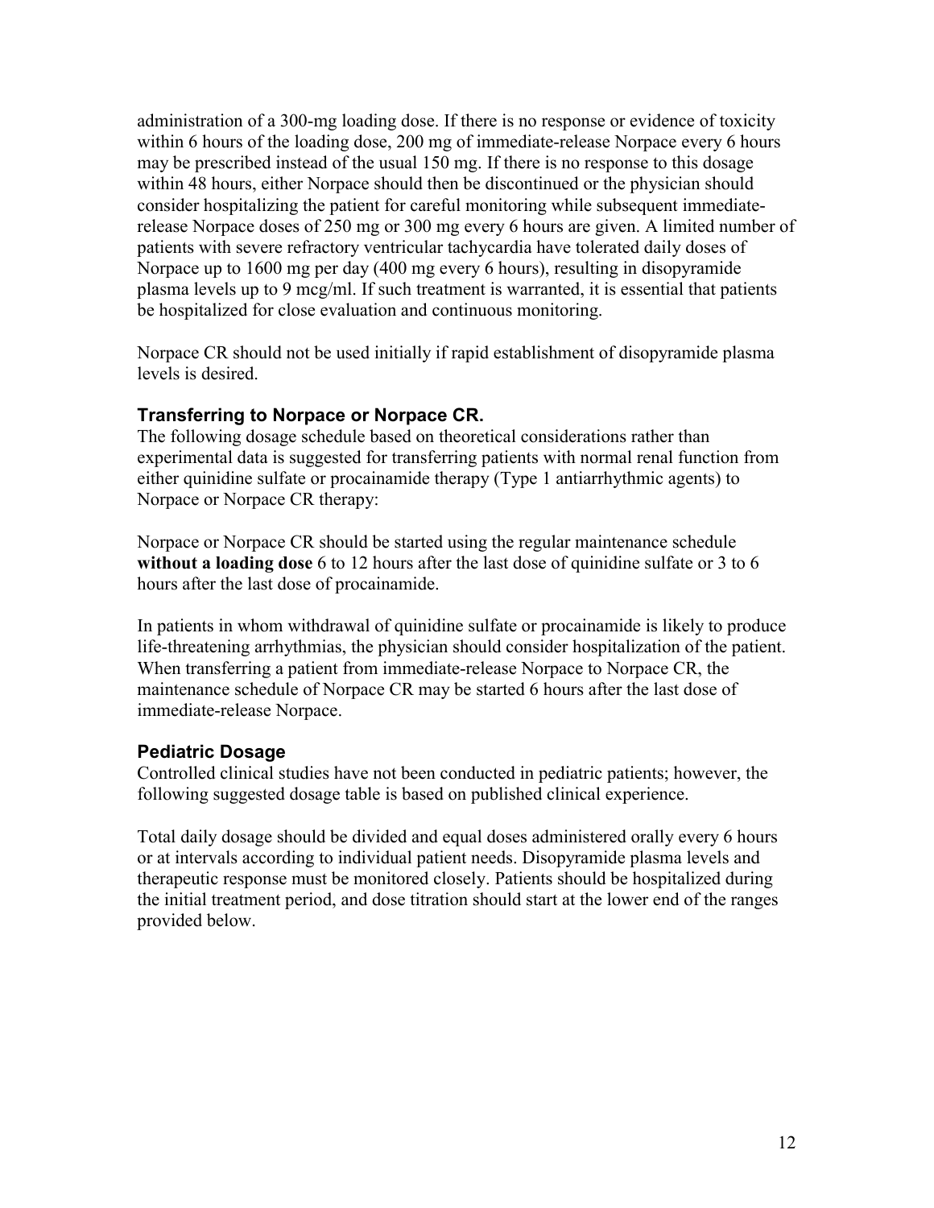administration of a 300-mg loading dose. If there is no response or evidence of toxicity within 6 hours of the loading dose, 200 mg of immediate-release Norpace every 6 hours may be prescribed instead of the usual 150 mg. If there is no response to this dosage within 48 hours, either Norpace should then be discontinued or the physician should consider hospitalizing the patient for careful monitoring while subsequent immediate-release Norpace doses of 250 mg or 300 mg every 6 hours are given. A limited number of patients with severe refractory ventricular tachycardia have tolerated daily doses of Norpace up to 1600 mg per day (400 mg every 6 hours), resulting in disopyramide plasma levels up to 9 mcg/ml. If such treatment is warranted, it is essential that patients be hospitalized for close evaluation and continuous monitoring.

Norpace CR should not be used initially if rapid establishment of disopyramide plasma levels is desired.

### Transferring to Norpace or Norpace CR.

The following dosage schedule based on theoretical considerations rather than experimental data is suggested for transferring patients with normal renal function from either quinidine sulfate or procainamide therapy (Type 1 antiarrhythmic agents) to Norpace or Norpace CR therapy:

Norpace or Norpace CR should be started using the regular maintenance schedule **without a loading dose** 6 to 12 hours after the last dose of quinidine sulfate or 3 to 6 hours after the last dose of procainamide.

In patients in whom withdrawal of quinidine sulfate or procainamide is likely to produce life-threatening arrhythmias, the physician should consider hospitalization of the patient. When transferring a patient from immediate-release Norpace to Norpace CR, the maintenance schedule of Norpace CR may be started 6 hours after the last dose of immediate-release Norpace.

### Pediatric Dosage

Controlled clinical studies have not been conducted in pediatric patients; however, the following suggested dosage table is based on published clinical experience.

Total daily dosage should be divided and equal doses administered orally every 6 hours or at intervals according to individual patient needs. Disopyramide plasma levels and therapeutic response must be monitored closely. Patients should be hospitalized during the initial treatment period, and dose titration should start at the lower end of the ranges provided below.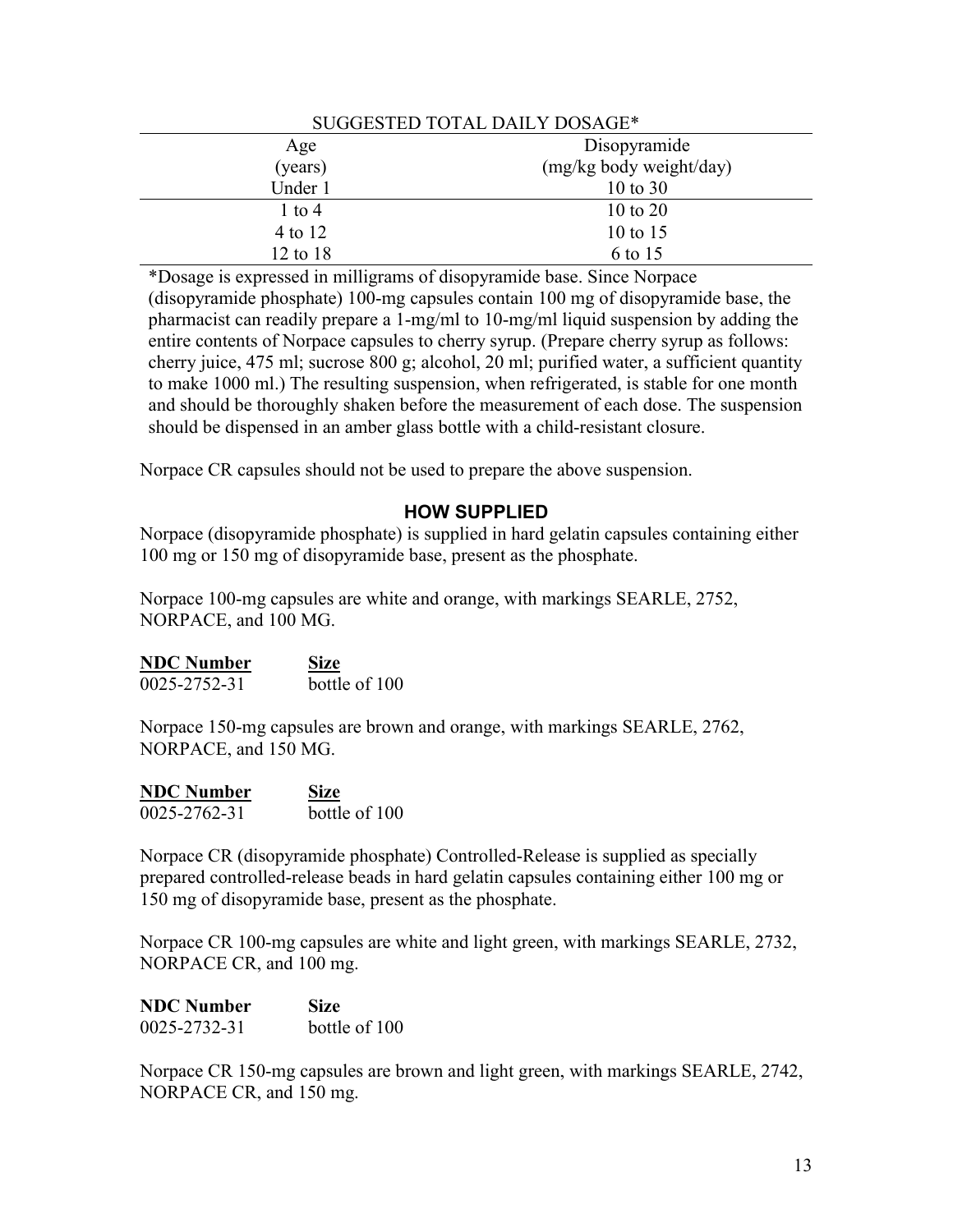SUGGESTED TOTAL DAILY DOSAGE*

| Age (years) | Disopyramide (mg/kg body weight/day) |
|---|---|
| Under 1 | 10 to 30 |
| 1 to 4 | 10 to 20 |
| 4 to 12 | 10 to 15 |
| 12 to 18 | 6 to 15 |

*Dosage is expressed in milligrams of disopyramide base. Since Norpace (disopyramide phosphate) 100-mg capsules contain 100 mg of disopyramide base, the pharmacist can readily prepare a 1-mg/ml to 10-mg/ml liquid suspension by adding the entire contents of Norpace capsules to cherry syrup. (Prepare cherry syrup as follows: cherry juice, 475 ml; sucrose 800 g; alcohol, 20 ml; purified water, a sufficient quantity to make 1000 ml.) The resulting suspension, when refrigerated, is stable for one month and should be thoroughly shaken before the measurement of each dose. The suspension should be dispensed in an amber glass bottle with a child-resistant closure.

Norpace CR capsules should not be used to prepare the above suspension.

## HOW SUPPLIED

Norpace (disopyramide phosphate) is supplied in hard gelatin capsules containing either 100 mg or 150 mg of disopyramide base, present as the phosphate.

Norpace 100-mg capsules are white and orange, with markings SEARLE, 2752, NORPACE, and 100 MG.

| NDC Number | Size |
|---|---|
| 0025-2752-31 | bottle of 100 |

Norpace 150-mg capsules are brown and orange, with markings SEARLE, 2762, NORPACE, and 150 MG.

| NDC Number | Size |
|---|---|
| 0025-2762-31 | bottle of 100 |

Norpace CR (disopyramide phosphate) Controlled-Release is supplied as specially prepared controlled-release beads in hard gelatin capsules containing either 100 mg or 150 mg of disopyramide base, present as the phosphate.

Norpace CR 100-mg capsules are white and light green, with markings SEARLE, 2732, NORPACE CR, and 100 mg.

| NDC Number | Size |
|---|---|
| 0025-2732-31 | bottle of 100 |

Norpace CR 150-mg capsules are brown and light green, with markings SEARLE, 2742, NORPACE CR, and 150 mg.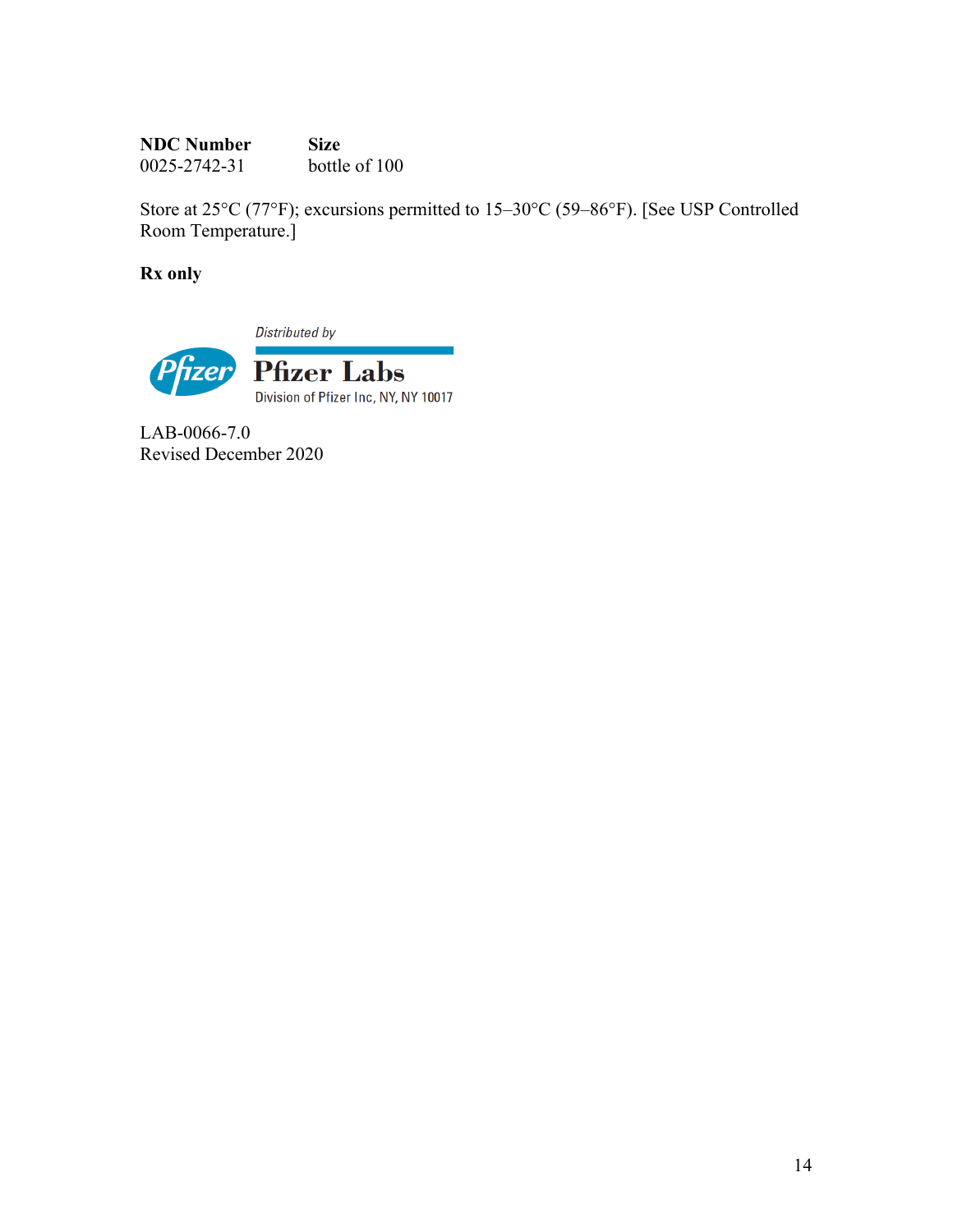| **NDC Number** | **Size** |
| --- | --- |
| 0025-2742-31 | bottle of 100 |

Store at 25°C (77°F); excursions permitted to 15–30°C (59–86°F). [See USP Controlled Room Temperature.]

**Rx only**

*Distributed by*

Pfizer

**Pfizer Labs**

Division of Pfizer Inc, NY, NY 10017

LAB-0066-7.0
Revised December 2020